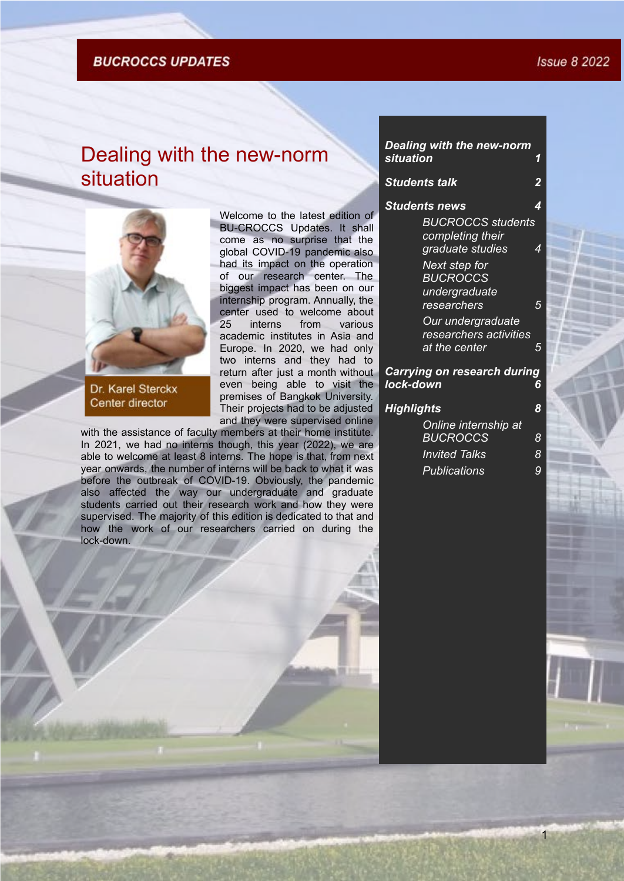# Dealing with the new-norm situation

Dr. Karel Sterckx
Center director

Welcome to the latest edition of BU-CROCCS Updates. It shall come as no surprise that the global COVID-19 pandemic also had its impact on the operation of our research center. The biggest impact has been on our internship program. Annually, the center used to welcome about 25 interns from various academic institutes in Asia and Europe. In 2020, we had only two interns and they had to return after just a month without even being able to visit the premises of Bangkok University. Their projects had to be adjusted and they were supervised online with the assistance of faculty members at their home institute. In 2021, we had no interns though, this year (2022), we are able to welcome at least 8 interns. The hope is that, from next year onwards, the number of interns will be back to what it was before the outbreak of COVID-19. Obviously, the pandemic also affected the way our undergraduate and graduate students carried out their research work and how they were supervised. The majority of this edition is dedicated to that and how the work of our researchers carried on during the lock-down.

***Dealing with the new-norm situation*** — 1

***Students talk*** — 2

***Students news*** — 4

- *BUCROCCS students completing their graduate studies* — 4
- *Next step for BUCROCCS undergraduate researchers* — 5
- *Our undergraduate researchers activities at the center* — 5

***Carrying on research during lock-down*** — 6

***Highlights*** — 8

- *Online internship at BUCROCCS* — 8
- *Invited Talks* — 8
- *Publications* — 9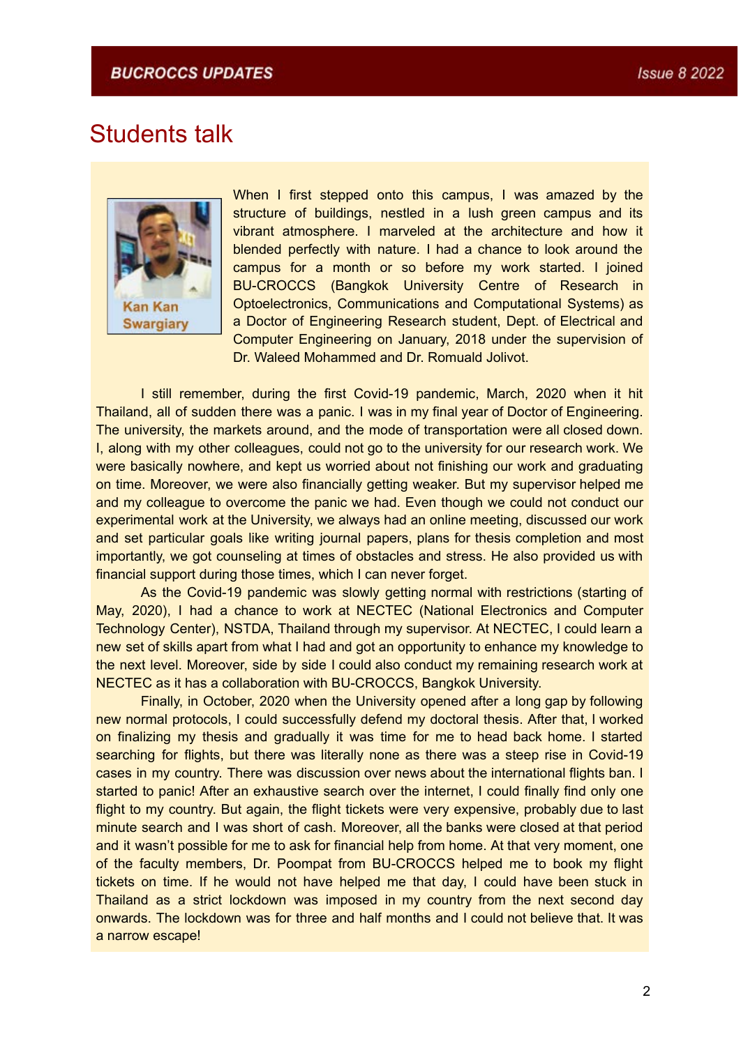# Students talk

Kan Kan Swargiary

When I first stepped onto this campus, I was amazed by the structure of buildings, nestled in a lush green campus and its vibrant atmosphere. I marveled at the architecture and how it blended perfectly with nature. I had a chance to look around the campus for a month or so before my work started. I joined BU-CROCCS (Bangkok University Centre of Research in Optoelectronics, Communications and Computational Systems) as a Doctor of Engineering Research student, Dept. of Electrical and Computer Engineering on January, 2018 under the supervision of Dr. Waleed Mohammed and Dr. Romuald Jolivot.

I still remember, during the first Covid-19 pandemic, March, 2020 when it hit Thailand, all of sudden there was a panic. I was in my final year of Doctor of Engineering. The university, the markets around, and the mode of transportation were all closed down. I, along with my other colleagues, could not go to the university for our research work. We were basically nowhere, and kept us worried about not finishing our work and graduating on time. Moreover, we were also financially getting weaker. But my supervisor helped me and my colleague to overcome the panic we had. Even though we could not conduct our experimental work at the University, we always had an online meeting, discussed our work and set particular goals like writing journal papers, plans for thesis completion and most importantly, we got counseling at times of obstacles and stress. He also provided us with financial support during those times, which I can never forget.

As the Covid-19 pandemic was slowly getting normal with restrictions (starting of May, 2020), I had a chance to work at NECTEC (National Electronics and Computer Technology Center), NSTDA, Thailand through my supervisor. At NECTEC, I could learn a new set of skills apart from what I had and got an opportunity to enhance my knowledge to the next level. Moreover, side by side I could also conduct my remaining research work at NECTEC as it has a collaboration with BU-CROCCS, Bangkok University.

Finally, in October, 2020 when the University opened after a long gap by following new normal protocols, I could successfully defend my doctoral thesis. After that, I worked on finalizing my thesis and gradually it was time for me to head back home. I started searching for flights, but there was literally none as there was a steep rise in Covid-19 cases in my country. There was discussion over news about the international flights ban. I started to panic! After an exhaustive search over the internet, I could finally find only one flight to my country. But again, the flight tickets were very expensive, probably due to last minute search and I was short of cash. Moreover, all the banks were closed at that period and it wasn't possible for me to ask for financial help from home. At that very moment, one of the faculty members, Dr. Poompat from BU-CROCCS helped me to book my flight tickets on time. If he would not have helped me that day, I could have been stuck in Thailand as a strict lockdown was imposed in my country from the next second day onwards. The lockdown was for three and half months and I could not believe that. It was a narrow escape!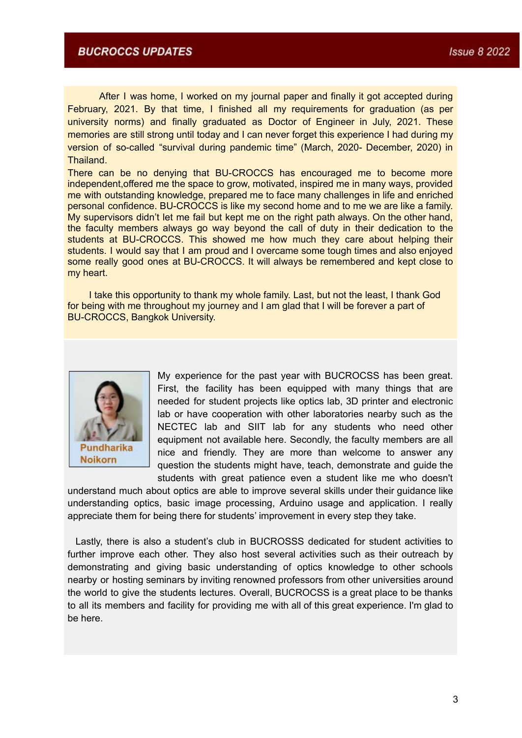After I was home, I worked on my journal paper and finally it got accepted during February, 2021. By that time, I finished all my requirements for graduation (as per university norms) and finally graduated as Doctor of Engineer in July, 2021. These memories are still strong until today and I can never forget this experience I had during my version of so-called "survival during pandemic time" (March, 2020- December, 2020) in Thailand.

There can be no denying that BU-CROCCS has encouraged me to become more independent,offered me the space to grow, motivated, inspired me in many ways, provided me with outstanding knowledge, prepared me to face many challenges in life and enriched personal confidence. BU-CROCCS is like my second home and to me we are like a family. My supervisors didn't let me fail but kept me on the right path always. On the other hand, the faculty members always go way beyond the call of duty in their dedication to the students at BU-CROCCS. This showed me how much they care about helping their students. I would say that I am proud and I overcame some tough times and also enjoyed some really good ones at BU-CROCCS. It will always be remembered and kept close to my heart.

I take this opportunity to thank my whole family. Last, but not the least, I thank God for being with me throughout my journey and I am glad that I will be forever a part of BU-CROCCS, Bangkok University.

**Pundharika Noikorn**

My experience for the past year with BUCROCSS has been great. First, the facility has been equipped with many things that are needed for student projects like optics lab, 3D printer and electronic lab or have cooperation with other laboratories nearby such as the NECTEC lab and SIIT lab for any students who need other equipment not available here. Secondly, the faculty members are all nice and friendly. They are more than welcome to answer any question the students might have, teach, demonstrate and guide the students with great patience even a student like me who doesn't understand much about optics are able to improve several skills under their guidance like understanding optics, basic image processing, Arduino usage and application. I really appreciate them for being there for students' improvement in every step they take.

Lastly, there is also a student's club in BUCROSSS dedicated for student activities to further improve each other. They also host several activities such as their outreach by demonstrating and giving basic understanding of optics knowledge to other schools nearby or hosting seminars by inviting renowned professors from other universities around the world to give the students lectures. Overall, BUCROCSS is a great place to be thanks to all its members and facility for providing me with all of this great experience. I'm glad to be here.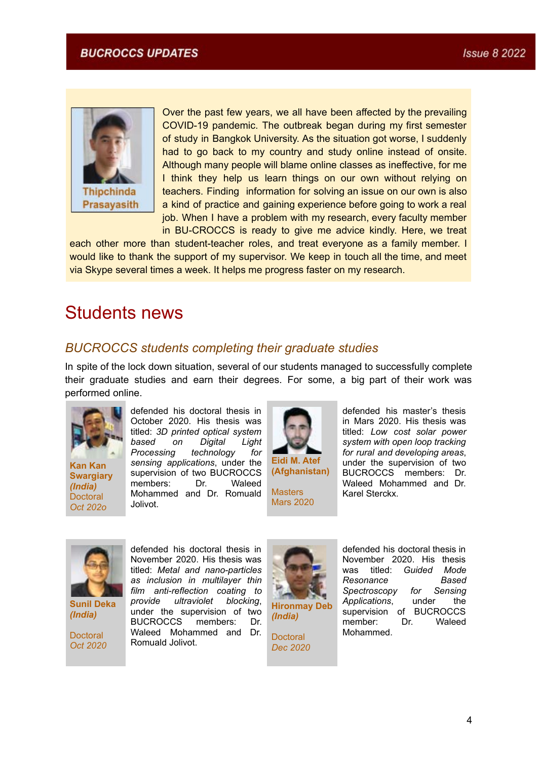**Thipchinda Prasayasith**

Over the past few years, we all have been affected by the prevailing COVID-19 pandemic. The outbreak began during my first semester of study in Bangkok University. As the situation got worse, I suddenly had to go back to my country and study online instead of onsite. Although many people will blame online classes as ineffective, for me I think they help us learn things on our own without relying on teachers. Finding information for solving an issue on our own is also a kind of practice and gaining experience before going to work a real job. When I have a problem with my research, every faculty member in BU-CROCCS is ready to give me advice kindly. Here, we treat each other more than student-teacher roles, and treat everyone as a family member. I would like to thank the support of my supervisor. We keep in touch all the time, and meet via Skype several times a week. It helps me progress faster on my research.

# Students news

## *BUCROCCS students completing their graduate studies*

In spite of the lock down situation, several of our students managed to successfully complete their graduate studies and earn their degrees. For some, a big part of their work was performed online.

**Kan Kan Swargiary** ***(India)***
Doctoral
*Oct 202o*

defended his doctoral thesis in October 2020. His thesis was titled: *3D printed optical system based on Digital Light Processing technology for sensing applications*, under the supervision of two BUCROCCS members: Dr. Waleed Mohammed and Dr. Romuald Jolivot.

**Eidi M. Atef (Afghanistan)**
Masters
Mars 2020

defended his master's thesis in Mars 2020. His thesis was titled: *Low cost solar power system with open loop tracking for rural and developing areas*, under the supervision of two BUCROCCS members: Dr. Waleed Mohammed and Dr. Karel Sterckx.

**Sunil Deka** ***(India)***
Doctoral
*Oct 2020*

defended his doctoral thesis in November 2020. His thesis was titled: *Metal and nano-particles as inclusion in multilayer thin film anti-reflection coating to provide ultraviolet blocking*, under the supervision of two BUCROCCS members: Dr. Waleed Mohammed and Dr. Romuald Jolivot.

**Hironmay Deb** ***(India)***
Doctoral
*Dec 2020*

defended his doctoral thesis in November 2020. His thesis was titled: *Guided Mode Resonance Based Spectroscopy for Sensing Applications*, under the supervision of BUCROCCS member: Dr. Waleed Mohammed.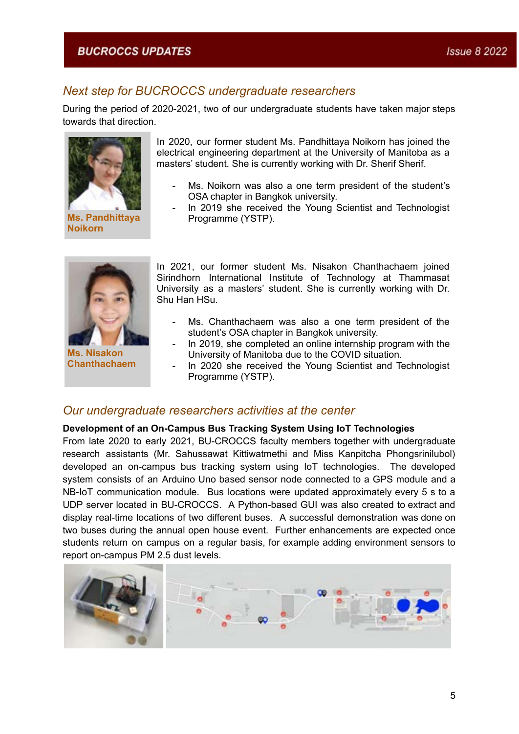## Next step for BUCROCCS undergraduate researchers

During the period of 2020-2021, two of our undergraduate students have taken major steps towards that direction.

**Ms. Pandhittaya Noikorn**

In 2020, our former student Ms. Pandhittaya Noikorn has joined the electrical engineering department at the University of Manitoba as a masters' student. She is currently working with Dr. Sherif Sherif.

- Ms. Noikorn was also a one term president of the student's OSA chapter in Bangkok university.
- In 2019 she received the Young Scientist and Technologist Programme (YSTP).

**Ms. Nisakon Chanthachaem**

In 2021, our former student Ms. Nisakon Chanthachaem joined Sirindhorn International Institute of Technology at Thammasat University as a masters' student. She is currently working with Dr. Shu Han HSu.

- Ms. Chanthachaem was also a one term president of the student's OSA chapter in Bangkok university.
- In 2019, she completed an online internship program with the University of Manitoba due to the COVID situation.
- In 2020 she received the Young Scientist and Technologist Programme (YSTP).

## Our undergraduate researchers activities at the center

**Development of an On-Campus Bus Tracking System Using IoT Technologies**

From late 2020 to early 2021, BU-CROCCS faculty members together with undergraduate research assistants (Mr. Sahussawat Kittiwatmethi and Miss Kanpitcha Phongsrinilubol) developed an on-campus bus tracking system using IoT technologies. The developed system consists of an Arduino Uno based sensor node connected to a GPS module and a NB-IoT communication module. Bus locations were updated approximately every 5 s to a UDP server located in BU-CROCCS. A Python-based GUI was also created to extract and display real-time locations of two different buses. A successful demonstration was done on two buses during the annual open house event. Further enhancements are expected once students return on campus on a regular basis, for example adding environment sensors to report on-campus PM 2.5 dust levels.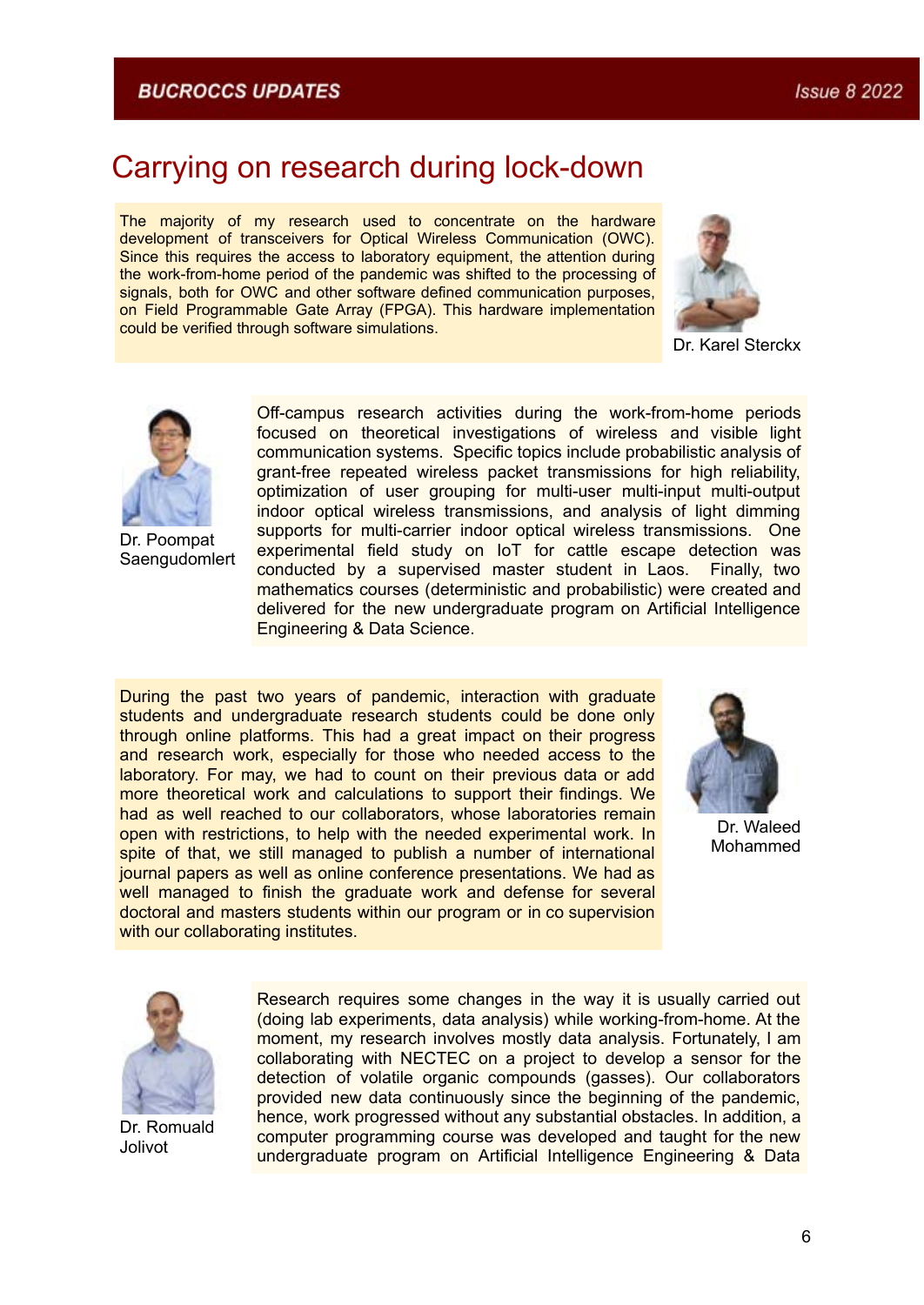# Carrying on research during lock-down

The majority of my research used to concentrate on the hardware development of transceivers for Optical Wireless Communication (OWC). Since this requires the access to laboratory equipment, the attention during the work-from-home period of the pandemic was shifted to the processing of signals, both for OWC and other software defined communication purposes, on Field Programmable Gate Array (FPGA). This hardware implementation could be verified through software simulations.

Dr. Karel Sterckx

Off-campus research activities during the work-from-home periods focused on theoretical investigations of wireless and visible light communication systems. Specific topics include probabilistic analysis of grant-free repeated wireless packet transmissions for high reliability, optimization of user grouping for multi-user multi-input multi-output indoor optical wireless transmissions, and analysis of light dimming supports for multi-carrier indoor optical wireless transmissions. One experimental field study on IoT for cattle escape detection was conducted by a supervised master student in Laos. Finally, two mathematics courses (deterministic and probabilistic) were created and delivered for the new undergraduate program on Artificial Intelligence Engineering & Data Science.

Dr. Poompat Saengudomlert

During the past two years of pandemic, interaction with graduate students and undergraduate research students could be done only through online platforms. This had a great impact on their progress and research work, especially for those who needed access to the laboratory. For may, we had to count on their previous data or add more theoretical work and calculations to support their findings. We had as well reached to our collaborators, whose laboratories remain open with restrictions, to help with the needed experimental work. In spite of that, we still managed to publish a number of international journal papers as well as online conference presentations. We had as well managed to finish the graduate work and defense for several doctoral and masters students within our program or in co supervision with our collaborating institutes.

Dr. Waleed Mohammed

Research requires some changes in the way it is usually carried out (doing lab experiments, data analysis) while working-from-home. At the moment, my research involves mostly data analysis. Fortunately, I am collaborating with NECTEC on a project to develop a sensor for the detection of volatile organic compounds (gasses). Our collaborators provided new data continuously since the beginning of the pandemic, hence, work progressed without any substantial obstacles. In addition, a computer programming course was developed and taught for the new undergraduate program on Artificial Intelligence Engineering & Data

Dr. Romuald Jolivot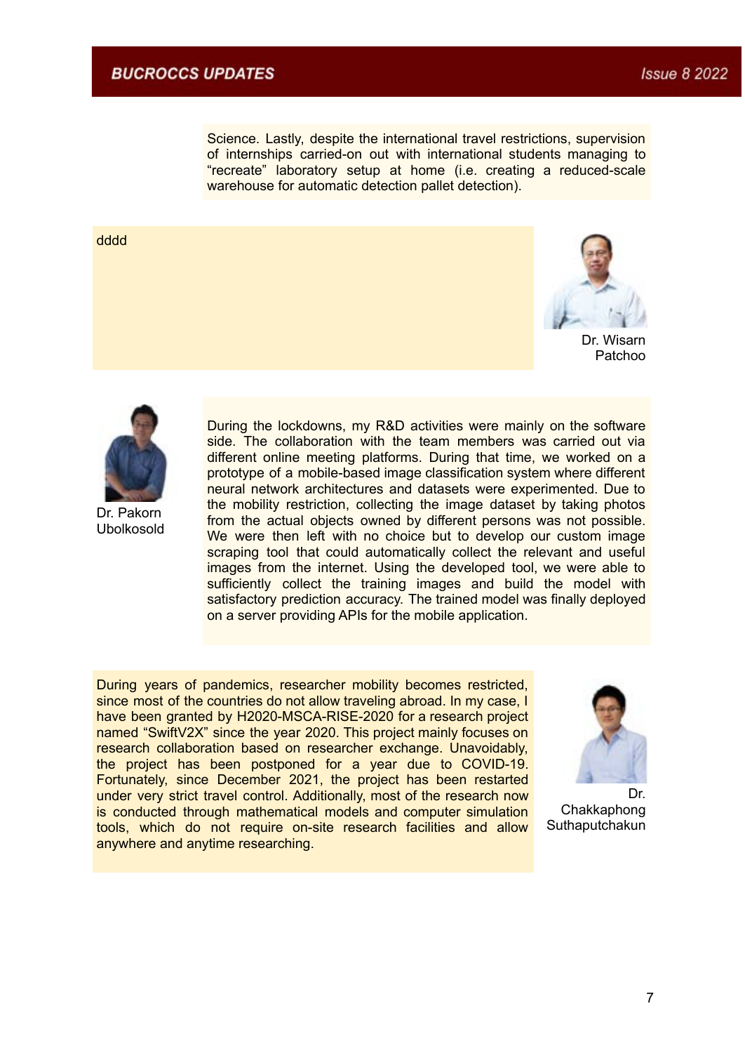Science. Lastly, despite the international travel restrictions, supervision of internships carried-on out with international students managing to “recreate” laboratory setup at home (i.e. creating a reduced-scale warehouse for automatic detection pallet detection).

dddd

Dr. Wisarn Patchoo

Dr. Pakorn Ubolkosold

During the lockdowns, my R&D activities were mainly on the software side. The collaboration with the team members was carried out via different online meeting platforms. During that time, we worked on a prototype of a mobile-based image classification system where different neural network architectures and datasets were experimented. Due to the mobility restriction, collecting the image dataset by taking photos from the actual objects owned by different persons was not possible. We were then left with no choice but to develop our custom image scraping tool that could automatically collect the relevant and useful images from the internet. Using the developed tool, we were able to sufficiently collect the training images and build the model with satisfactory prediction accuracy. The trained model was finally deployed on a server providing APIs for the mobile application.

During years of pandemics, researcher mobility becomes restricted, since most of the countries do not allow traveling abroad. In my case, I have been granted by H2020-MSCA-RISE-2020 for a research project named “SwiftV2X” since the year 2020. This project mainly focuses on research collaboration based on researcher exchange. Unavoidably, the project has been postponed for a year due to COVID-19. Fortunately, since December 2021, the project has been restarted under very strict travel control. Additionally, most of the research now is conducted through mathematical models and computer simulation tools, which do not require on-site research facilities and allow anywhere and anytime researching.

Dr. Chakkaphong Suthaputchakun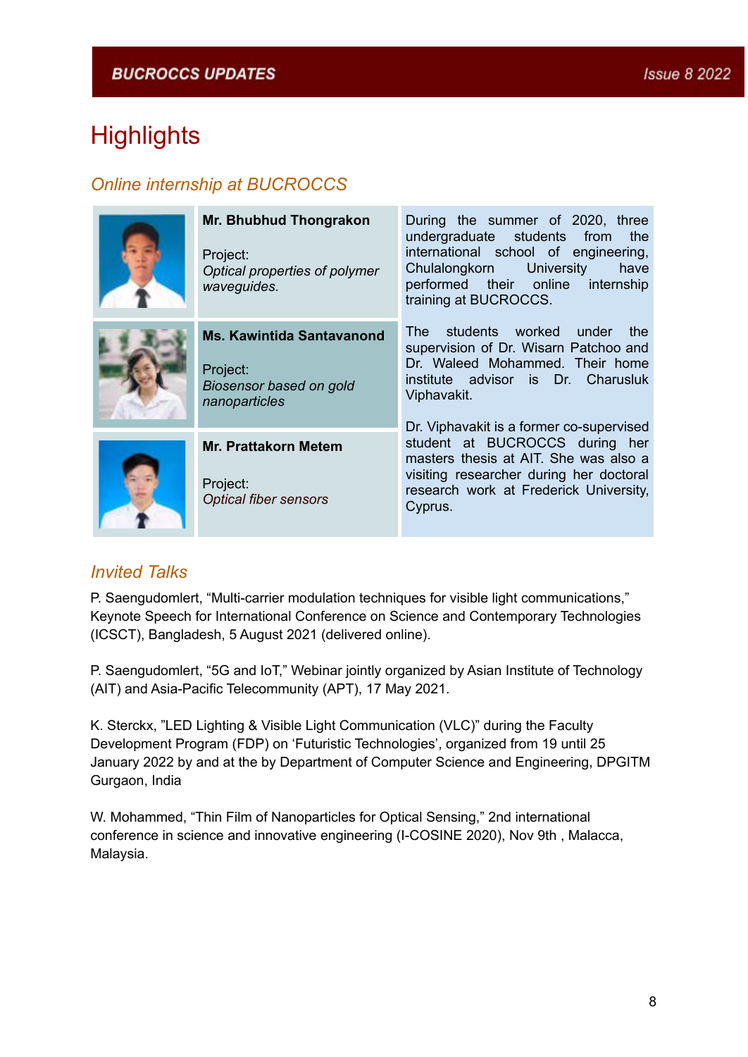# Highlights

## *Online internship at BUCROCCS*

| | | |
|---|---|---|
| | **Mr. Bhubhud Thongrakon**<br><br>Project:<br>*Optical properties of polymer waveguides.* | During the summer of 2020, three undergraduate students from the international school of engineering, Chulalongkorn University have performed their online internship training at BUCROCCS.<br><br>The students worked under the supervision of Dr. Wisarn Patchoo and Dr. Waleed Mohammed. Their home institute advisor is Dr. Charusluk Viphavakit.<br><br>Dr. Viphavakit is a former co-supervised student at BUCROCCS during her masters thesis at AIT. She was also a visiting researcher during her doctoral research work at Frederick University, Cyprus. |
| | **Ms. Kawintida Santavanond**<br><br>Project:<br>*Biosensor based on gold nanoparticles* | |
| | **Mr. Prattakorn Metem**<br><br>Project:<br>*Optical fiber sensors* | |

## *Invited Talks*

P. Saengudomlert, “Multi-carrier modulation techniques for visible light communications,” Keynote Speech for International Conference on Science and Contemporary Technologies (ICSCT), Bangladesh, 5 August 2021 (delivered online).

P. Saengudomlert, “5G and IoT,” Webinar jointly organized by Asian Institute of Technology (AIT) and Asia-Pacific Telecommunity (APT), 17 May 2021.

K. Sterckx, ”LED Lighting & Visible Light Communication (VLC)” during the Faculty Development Program (FDP) on ‘Futuristic Technologies’, organized from 19 until 25 January 2022 by and at the by Department of Computer Science and Engineering, DPGITM Gurgaon, India

W. Mohammed, “Thin Film of Nanoparticles for Optical Sensing,” 2nd international conference in science and innovative engineering (I-COSINE 2020), Nov 9th , Malacca, Malaysia.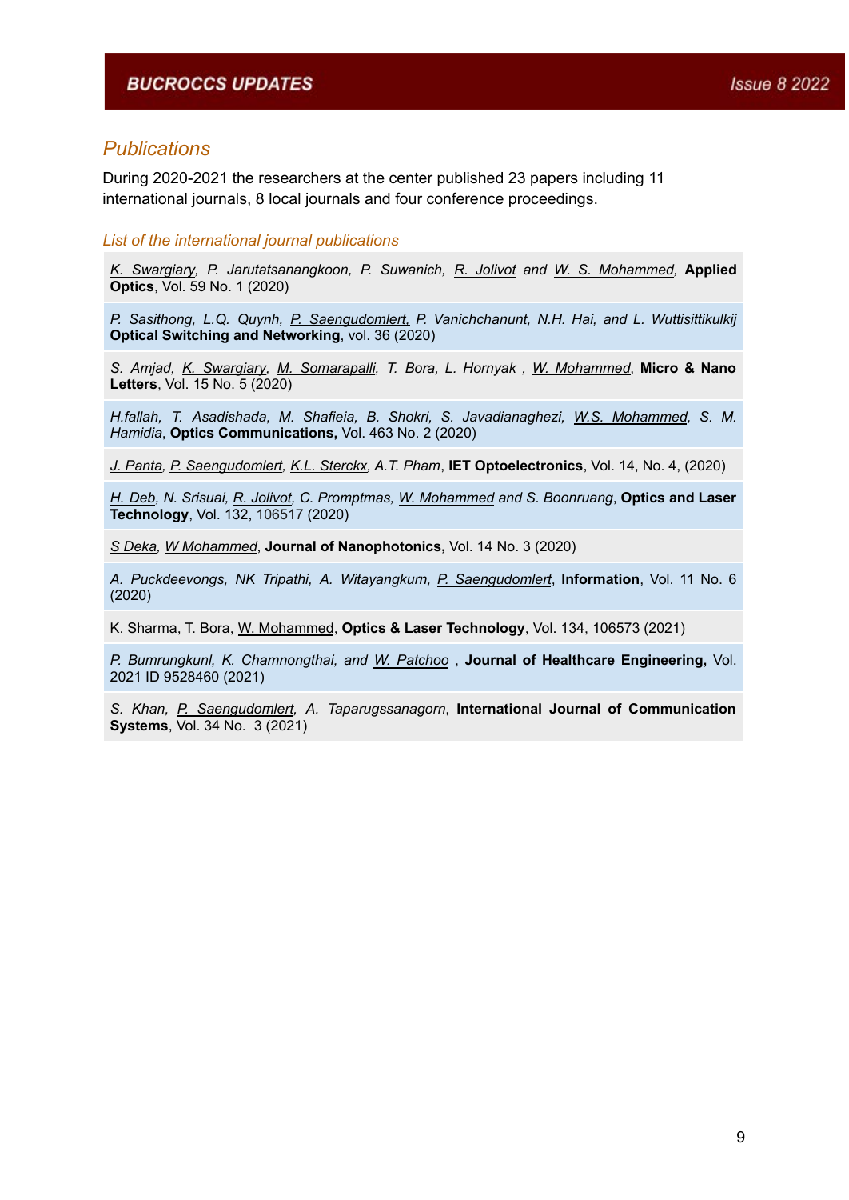## Publications

During 2020-2021 the researchers at the center published 23 papers including 11 international journals, 8 local journals and four conference proceedings.

### List of the international journal publications

*K. Swargiary, P. Jarutatsanangkoon, P. Suwanich, R. Jolivot and W. S. Mohammed,* **Applied Optics**, Vol. 59 No. 1 (2020)

*P. Sasithong, L.Q. Quynh, P. Saengudomlert, P. Vanichchanunt, N.H. Hai, and L. Wuttisittikulkij* **Optical Switching and Networking**, vol. 36 (2020)

*S. Amjad, K. Swargiary, M. Somarapalli, T. Bora, L. Hornyak , W. Mohammed*, **Micro & Nano Letters**, Vol. 15 No. 5 (2020)

*H.fallah, T. Asadishada, M. Shafieia, B. Shokri, S. Javadianaghezi, W.S. Mohammed, S. M. Hamidia*, **Optics Communications,** Vol. 463 No. 2 (2020)

*J. Panta, P. Saengudomlert, K.L. Sterckx, A.T. Pham*, **IET Optoelectronics**, Vol. 14, No. 4, (2020)

*H. Deb, N. Srisuai, R. Jolivot, C. Promptmas, W. Mohammed and S. Boonruang*, **Optics and Laser Technology**, Vol. 132, 106517 (2020)

*S Deka, W Mohammed*, **Journal of Nanophotonics,** Vol. 14 No. 3 (2020)

*A. Puckdeevongs, NK Tripathi, A. Witayangkurn, P. Saengudomlert*, **Information**, Vol. 11 No. 6 (2020)

K. Sharma, T. Bora, W. Mohammed, **Optics & Laser Technology**, Vol. 134, 106573 (2021)

*P. Bumrungkunl, K. Chamnongthai, and W. Patchoo* , **Journal of Healthcare Engineering,** Vol. 2021 ID 9528460 (2021)

*S. Khan, P. Saengudomlert, A. Taparugssanagorn*, **International Journal of Communication Systems**, Vol. 34 No. 3 (2021)